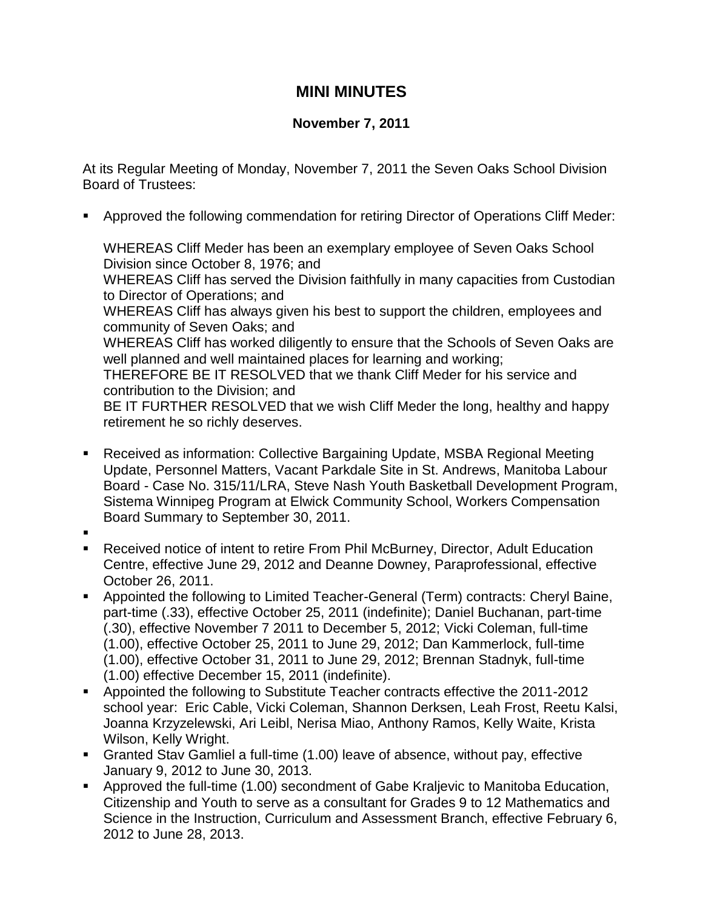# MINI MINUTES

**November 7, 2011**

At its Regular Meeting of Monday, November 7, 2011 the Seven Oaks School Division Board of Trustees:

- Approved the following commendation for retiring Director of Operations Cliff Meder:

  WHEREAS Cliff Meder has been an exemplary employee of Seven Oaks School Division since October 8, 1976; and
  WHEREAS Cliff has served the Division faithfully in many capacities from Custodian to Director of Operations; and
  WHEREAS Cliff has always given his best to support the children, employees and community of Seven Oaks; and
  WHEREAS Cliff has worked diligently to ensure that the Schools of Seven Oaks are well planned and well maintained places for learning and working;
  THEREFORE BE IT RESOLVED that we thank Cliff Meder for his service and contribution to the Division; and
  BE IT FURTHER RESOLVED that we wish Cliff Meder the long, healthy and happy retirement he so richly deserves.

- Received as information: Collective Bargaining Update, MSBA Regional Meeting Update, Personnel Matters, Vacant Parkdale Site in St. Andrews, Manitoba Labour Board - Case No. 315/11/LRA, Steve Nash Youth Basketball Development Program, Sistema Winnipeg Program at Elwick Community School, Workers Compensation Board Summary to September 30, 2011.
- 
- Received notice of intent to retire From Phil McBurney, Director, Adult Education Centre, effective June 29, 2012 and Deanne Downey, Paraprofessional, effective October 26, 2011.
- Appointed the following to Limited Teacher-General (Term) contracts: Cheryl Baine, part-time (.33), effective October 25, 2011 (indefinite); Daniel Buchanan, part-time (.30), effective November 7 2011 to December 5, 2012; Vicki Coleman, full-time (1.00), effective October 25, 2011 to June 29, 2012; Dan Kammerlock, full-time (1.00), effective October 31, 2011 to June 29, 2012; Brennan Stadnyk, full-time (1.00) effective December 15, 2011 (indefinite).
- Appointed the following to Substitute Teacher contracts effective the 2011-2012 school year: Eric Cable, Vicki Coleman, Shannon Derksen, Leah Frost, Reetu Kalsi, Joanna Krzyzelewski, Ari Leibl, Nerisa Miao, Anthony Ramos, Kelly Waite, Krista Wilson, Kelly Wright.
- Granted Stav Gamliel a full-time (1.00) leave of absence, without pay, effective January 9, 2012 to June 30, 2013.
- Approved the full-time (1.00) secondment of Gabe Kraljevic to Manitoba Education, Citizenship and Youth to serve as a consultant for Grades 9 to 12 Mathematics and Science in the Instruction, Curriculum and Assessment Branch, effective February 6, 2012 to June 28, 2013.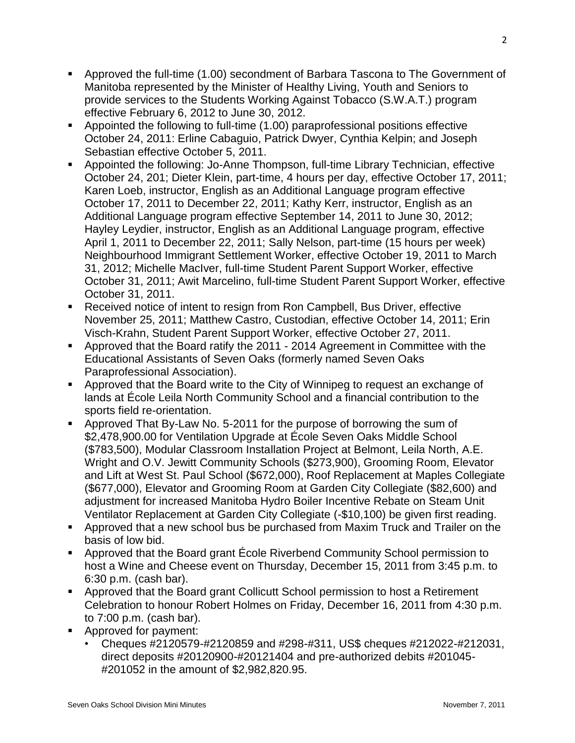- Approved the full-time (1.00) secondment of Barbara Tascona to The Government of Manitoba represented by the Minister of Healthy Living, Youth and Seniors to provide services to the Students Working Against Tobacco (S.W.A.T.) program effective February 6, 2012 to June 30, 2012.
- Appointed the following to full-time (1.00) paraprofessional positions effective October 24, 2011: Erline Cabaguio, Patrick Dwyer, Cynthia Kelpin; and Joseph Sebastian effective October 5, 2011.
- Appointed the following: Jo-Anne Thompson, full-time Library Technician, effective October 24, 201; Dieter Klein, part-time, 4 hours per day, effective October 17, 2011; Karen Loeb, instructor, English as an Additional Language program effective October 17, 2011 to December 22, 2011; Kathy Kerr, instructor, English as an Additional Language program effective September 14, 2011 to June 30, 2012; Hayley Leydier, instructor, English as an Additional Language program, effective April 1, 2011 to December 22, 2011; Sally Nelson, part-time (15 hours per week) Neighbourhood Immigrant Settlement Worker, effective October 19, 2011 to March 31, 2012; Michelle MacIver, full-time Student Parent Support Worker, effective October 31, 2011; Awit Marcelino, full-time Student Parent Support Worker, effective October 31, 2011.
- Received notice of intent to resign from Ron Campbell, Bus Driver, effective November 25, 2011; Matthew Castro, Custodian, effective October 14, 2011; Erin Visch-Krahn, Student Parent Support Worker, effective October 27, 2011.
- Approved that the Board ratify the 2011 - 2014 Agreement in Committee with the Educational Assistants of Seven Oaks (formerly named Seven Oaks Paraprofessional Association).
- Approved that the Board write to the City of Winnipeg to request an exchange of lands at École Leila North Community School and a financial contribution to the sports field re-orientation.
- Approved That By-Law No. 5-2011 for the purpose of borrowing the sum of $2,478,900.00 for Ventilation Upgrade at École Seven Oaks Middle School ($783,500), Modular Classroom Installation Project at Belmont, Leila North, A.E. Wright and O.V. Jewitt Community Schools ($273,900), Grooming Room, Elevator and Lift at West St. Paul School ($672,000), Roof Replacement at Maples Collegiate ($677,000), Elevator and Grooming Room at Garden City Collegiate ($82,600) and adjustment for increased Manitoba Hydro Boiler Incentive Rebate on Steam Unit Ventilator Replacement at Garden City Collegiate (-$10,100) be given first reading.
- Approved that a new school bus be purchased from Maxim Truck and Trailer on the basis of low bid.
- Approved that the Board grant École Riverbend Community School permission to host a Wine and Cheese event on Thursday, December 15, 2011 from 3:45 p.m. to 6:30 p.m. (cash bar).
- Approved that the Board grant Collicutt School permission to host a Retirement Celebration to honour Robert Holmes on Friday, December 16, 2011 from 4:30 p.m. to 7:00 p.m. (cash bar).
- Approved for payment:
  - Cheques #2120579-#2120859 and #298-#311, US$ cheques #212022-#212031, direct deposits #20120900-#20121404 and pre-authorized debits #201045-#201052 in the amount of $2,982,820.95.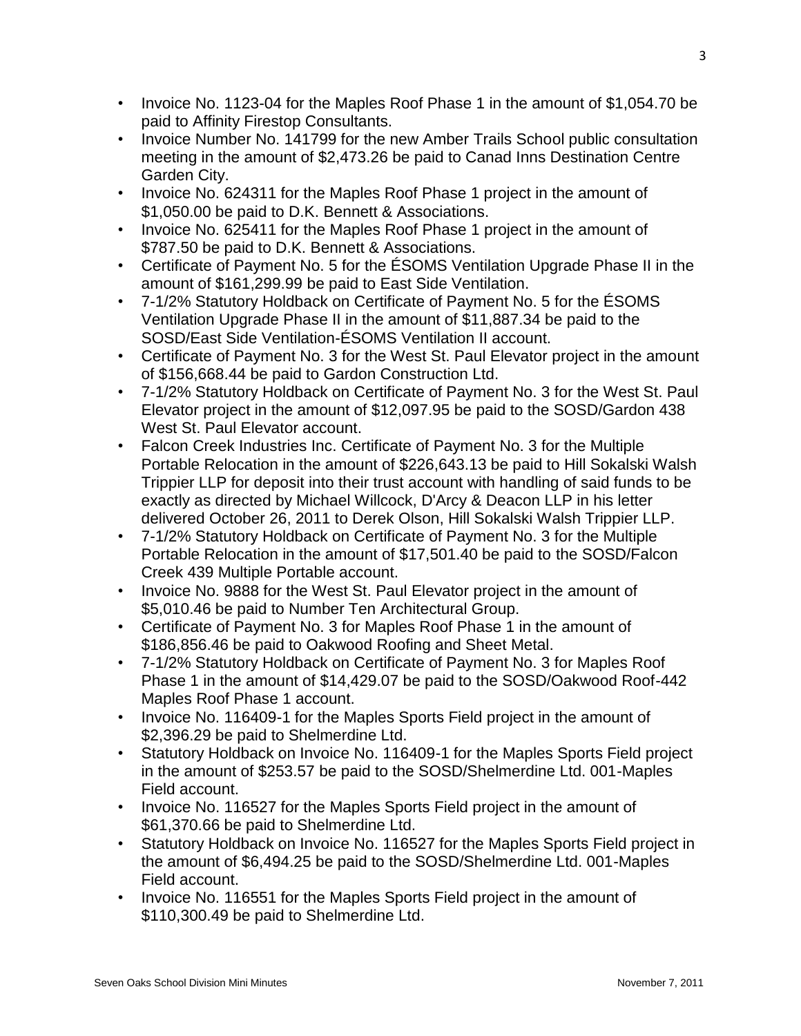- Invoice No. 1123-04 for the Maples Roof Phase 1 in the amount of $1,054.70 be paid to Affinity Firestop Consultants.
- Invoice Number No. 141799 for the new Amber Trails School public consultation meeting in the amount of $2,473.26 be paid to Canad Inns Destination Centre Garden City.
- Invoice No. 624311 for the Maples Roof Phase 1 project in the amount of $1,050.00 be paid to D.K. Bennett & Associations.
- Invoice No. 625411 for the Maples Roof Phase 1 project in the amount of $787.50 be paid to D.K. Bennett & Associations.
- Certificate of Payment No. 5 for the ÉSOMS Ventilation Upgrade Phase II in the amount of $161,299.99 be paid to East Side Ventilation.
- 7-1/2% Statutory Holdback on Certificate of Payment No. 5 for the ÉSOMS Ventilation Upgrade Phase II in the amount of $11,887.34 be paid to the SOSD/East Side Ventilation-ÉSOMS Ventilation II account.
- Certificate of Payment No. 3 for the West St. Paul Elevator project in the amount of $156,668.44 be paid to Gardon Construction Ltd.
- 7-1/2% Statutory Holdback on Certificate of Payment No. 3 for the West St. Paul Elevator project in the amount of $12,097.95 be paid to the SOSD/Gardon 438 West St. Paul Elevator account.
- Falcon Creek Industries Inc. Certificate of Payment No. 3 for the Multiple Portable Relocation in the amount of $226,643.13 be paid to Hill Sokalski Walsh Trippier LLP for deposit into their trust account with handling of said funds to be exactly as directed by Michael Willcock, D'Arcy & Deacon LLP in his letter delivered October 26, 2011 to Derek Olson, Hill Sokalski Walsh Trippier LLP.
- 7-1/2% Statutory Holdback on Certificate of Payment No. 3 for the Multiple Portable Relocation in the amount of $17,501.40 be paid to the SOSD/Falcon Creek 439 Multiple Portable account.
- Invoice No. 9888 for the West St. Paul Elevator project in the amount of $5,010.46 be paid to Number Ten Architectural Group.
- Certificate of Payment No. 3 for Maples Roof Phase 1 in the amount of $186,856.46 be paid to Oakwood Roofing and Sheet Metal.
- 7-1/2% Statutory Holdback on Certificate of Payment No. 3 for Maples Roof Phase 1 in the amount of $14,429.07 be paid to the SOSD/Oakwood Roof-442 Maples Roof Phase 1 account.
- Invoice No. 116409-1 for the Maples Sports Field project in the amount of $2,396.29 be paid to Shelmerdine Ltd.
- Statutory Holdback on Invoice No. 116409-1 for the Maples Sports Field project in the amount of $253.57 be paid to the SOSD/Shelmerdine Ltd. 001-Maples Field account.
- Invoice No. 116527 for the Maples Sports Field project in the amount of $61,370.66 be paid to Shelmerdine Ltd.
- Statutory Holdback on Invoice No. 116527 for the Maples Sports Field project in the amount of $6,494.25 be paid to the SOSD/Shelmerdine Ltd. 001-Maples Field account.
- Invoice No. 116551 for the Maples Sports Field project in the amount of $110,300.49 be paid to Shelmerdine Ltd.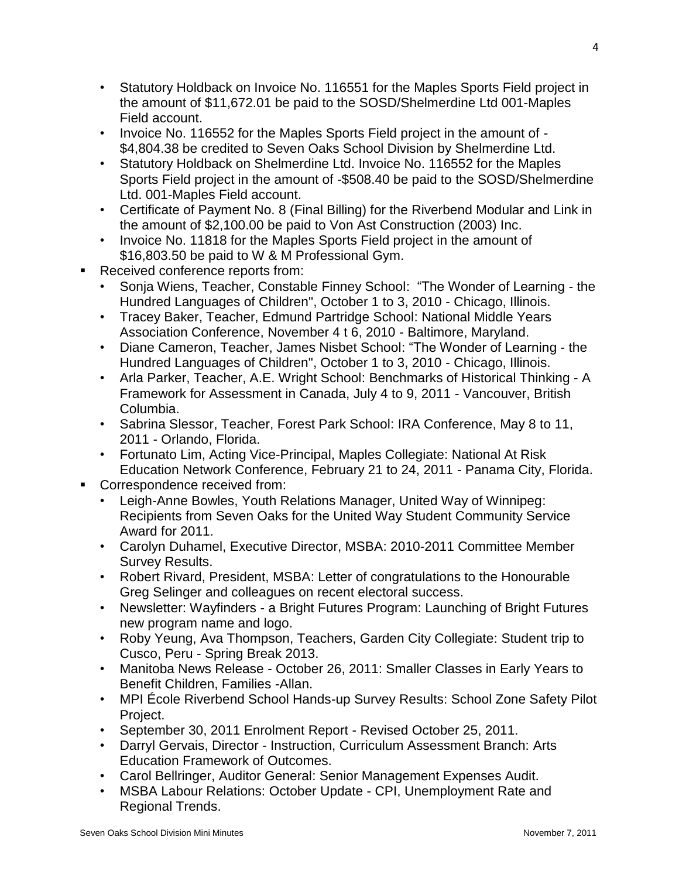- Statutory Holdback on Invoice No. 116551 for the Maples Sports Field project in the amount of $11,672.01 be paid to the SOSD/Shelmerdine Ltd 001-Maples Field account.
    - Invoice No. 116552 for the Maples Sports Field project in the amount of -$4,804.38 be credited to Seven Oaks School Division by Shelmerdine Ltd.
    - Statutory Holdback on Shelmerdine Ltd. Invoice No. 116552 for the Maples Sports Field project in the amount of -$508.40 be paid to the SOSD/Shelmerdine Ltd. 001-Maples Field account.
    - Certificate of Payment No. 8 (Final Billing) for the Riverbend Modular and Link in the amount of $2,100.00 be paid to Von Ast Construction (2003) Inc.
    - Invoice No. 11818 for the Maples Sports Field project in the amount of $16,803.50 be paid to W & M Professional Gym.
- Received conference reports from:
    - Sonja Wiens, Teacher, Constable Finney School: "The Wonder of Learning - the Hundred Languages of Children", October 1 to 3, 2010 - Chicago, Illinois.
    - Tracey Baker, Teacher, Edmund Partridge School: National Middle Years Association Conference, November 4 t 6, 2010 - Baltimore, Maryland.
    - Diane Cameron, Teacher, James Nisbet School: "The Wonder of Learning - the Hundred Languages of Children", October 1 to 3, 2010 - Chicago, Illinois.
    - Arla Parker, Teacher, A.E. Wright School: Benchmarks of Historical Thinking - A Framework for Assessment in Canada, July 4 to 9, 2011 - Vancouver, British Columbia.
    - Sabrina Slessor, Teacher, Forest Park School: IRA Conference, May 8 to 11, 2011 - Orlando, Florida.
    - Fortunato Lim, Acting Vice-Principal, Maples Collegiate: National At Risk Education Network Conference, February 21 to 24, 2011 - Panama City, Florida.
- Correspondence received from:
    - Leigh-Anne Bowles, Youth Relations Manager, United Way of Winnipeg: Recipients from Seven Oaks for the United Way Student Community Service Award for 2011.
    - Carolyn Duhamel, Executive Director, MSBA: 2010-2011 Committee Member Survey Results.
    - Robert Rivard, President, MSBA: Letter of congratulations to the Honourable Greg Selinger and colleagues on recent electoral success.
    - Newsletter: Wayfinders - a Bright Futures Program: Launching of Bright Futures new program name and logo.
    - Roby Yeung, Ava Thompson, Teachers, Garden City Collegiate: Student trip to Cusco, Peru - Spring Break 2013.
    - Manitoba News Release - October 26, 2011: Smaller Classes in Early Years to Benefit Children, Families -Allan.
    - MPI École Riverbend School Hands-up Survey Results: School Zone Safety Pilot Project.
    - September 30, 2011 Enrolment Report - Revised October 25, 2011.
    - Darryl Gervais, Director - Instruction, Curriculum Assessment Branch: Arts Education Framework of Outcomes.
    - Carol Bellringer, Auditor General: Senior Management Expenses Audit.
    - MSBA Labour Relations: October Update - CPI, Unemployment Rate and Regional Trends.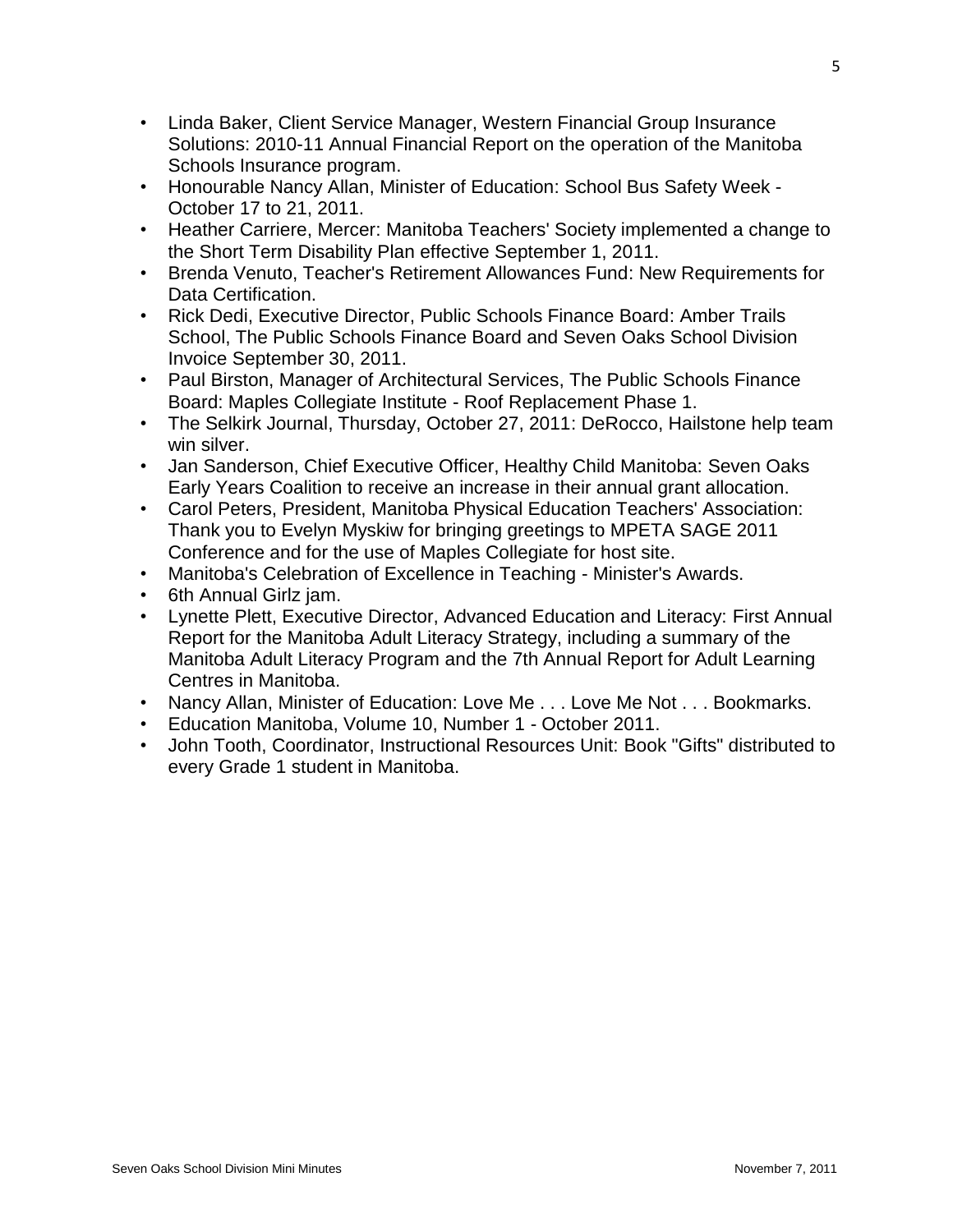- Linda Baker, Client Service Manager, Western Financial Group Insurance Solutions: 2010-11 Annual Financial Report on the operation of the Manitoba Schools Insurance program.
- Honourable Nancy Allan, Minister of Education: School Bus Safety Week - October 17 to 21, 2011.
- Heather Carriere, Mercer: Manitoba Teachers' Society implemented a change to the Short Term Disability Plan effective September 1, 2011.
- Brenda Venuto, Teacher's Retirement Allowances Fund: New Requirements for Data Certification.
- Rick Dedi, Executive Director, Public Schools Finance Board: Amber Trails School, The Public Schools Finance Board and Seven Oaks School Division Invoice September 30, 2011.
- Paul Birston, Manager of Architectural Services, The Public Schools Finance Board: Maples Collegiate Institute - Roof Replacement Phase 1.
- The Selkirk Journal, Thursday, October 27, 2011: DeRocco, Hailstone help team win silver.
- Jan Sanderson, Chief Executive Officer, Healthy Child Manitoba: Seven Oaks Early Years Coalition to receive an increase in their annual grant allocation.
- Carol Peters, President, Manitoba Physical Education Teachers' Association: Thank you to Evelyn Myskiw for bringing greetings to MPETA SAGE 2011 Conference and for the use of Maples Collegiate for host site.
- Manitoba's Celebration of Excellence in Teaching - Minister's Awards.
- 6th Annual Girlz jam.
- Lynette Plett, Executive Director, Advanced Education and Literacy: First Annual Report for the Manitoba Adult Literacy Strategy, including a summary of the Manitoba Adult Literacy Program and the 7th Annual Report for Adult Learning Centres in Manitoba.
- Nancy Allan, Minister of Education: Love Me . . . Love Me Not . . . Bookmarks.
- Education Manitoba, Volume 10, Number 1 - October 2011.
- John Tooth, Coordinator, Instructional Resources Unit: Book "Gifts" distributed to every Grade 1 student in Manitoba.